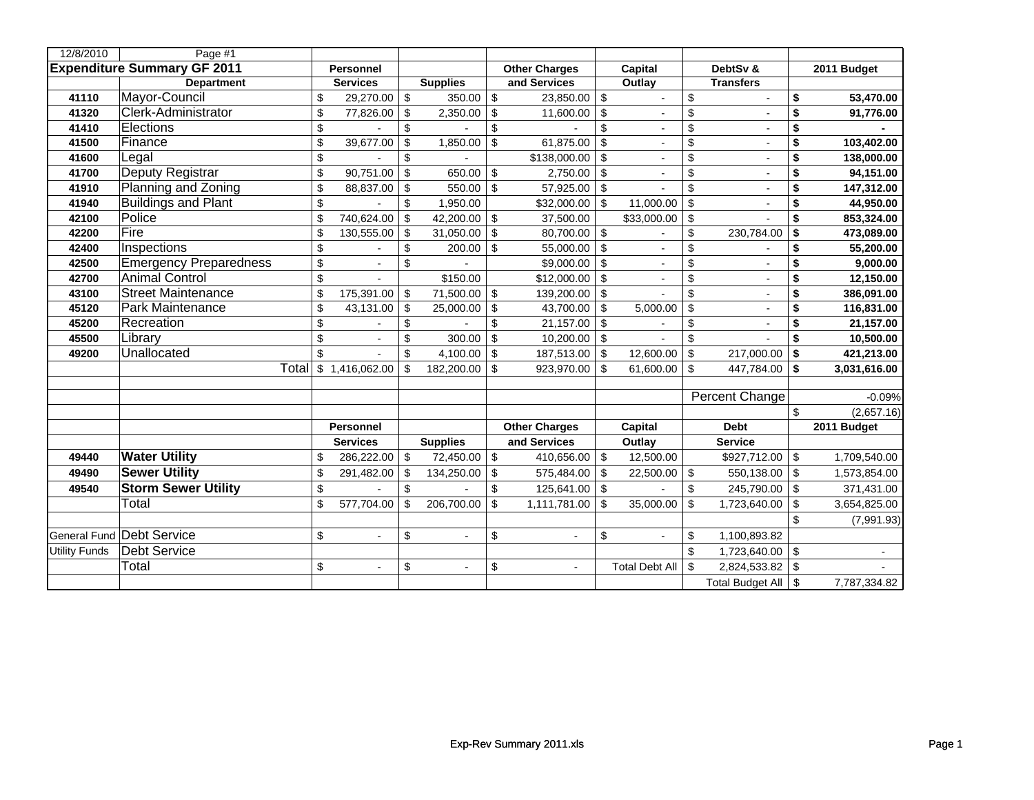| 12/8/2010 | Page #1 | | | | | | |
|---|---|---|---|---|---|---|---|
| **Expenditure Summary GF 2011** | | **Personnel** | | **Other Charges** | **Capital** | **DebtSv &** | **2011 Budget** |
| | **Department** | **Services** | **Supplies** | **and Services** | **Outlay** | **Transfers** | |
| **41110** | Mayor-Council | $ 29,270.00 | $ 350.00 | $ 23,850.00 | $ - | $ - | **$ 53,470.00** |
| **41320** | Clerk-Administrator | $ 77,826.00 | $ 2,350.00 | $ 11,600.00 | $ - | $ - | **$ 91,776.00** |
| **41410** | Elections | $ - | $ - | $ - | $ - | $ - | **$ -** |
| **41500** | Finance | $ 39,677.00 | $ 1,850.00 | $ 61,875.00 | $ - | $ - | **$ 103,402.00** |
| **41600** | Legal | $ - | $ - | $138,000.00 | $ - | $ - | **$ 138,000.00** |
| **41700** | Deputy Registrar | $ 90,751.00 | $ 650.00 | $ 2,750.00 | $ - | $ - | **$ 94,151.00** |
| **41910** | Planning and Zoning | $ 88,837.00 | $ 550.00 | $ 57,925.00 | $ - | $ - | **$ 147,312.00** |
| **41940** | Buildings and Plant | $ - | $ 1,950.00 | $32,000.00 | $ 11,000.00 | $ - | **$ 44,950.00** |
| **42100** | Police | $ 740,624.00 | $ 42,200.00 | $ 37,500.00 | $33,000.00 | $ - | **$ 853,324.00** |
| **42200** | Fire | $ 130,555.00 | $ 31,050.00 | $ 80,700.00 | $ - | $ 230,784.00 | **$ 473,089.00** |
| **42400** | Inspections | $ - | $ 200.00 | $ 55,000.00 | $ - | $ - | **$ 55,200.00** |
| **42500** | Emergency Preparedness | $ - | $ - | $9,000.00 | $ - | $ - | **$ 9,000.00** |
| **42700** | Animal Control | $ - | $150.00 | $12,000.00 | $ - | $ - | **$ 12,150.00** |
| **43100** | Street Maintenance | $ 175,391.00 | $ 71,500.00 | $ 139,200.00 | $ - | $ - | **$ 386,091.00** |
| **45120** | Park Maintenance | $ 43,131.00 | $ 25,000.00 | $ 43,700.00 | $ 5,000.00 | $ - | **$ 116,831.00** |
| **45200** | Recreation | $ - | $ - | $ 21,157.00 | $ - | $ - | **$ 21,157.00** |
| **45500** | Library | $ - | $ 300.00 | $ 10,200.00 | $ - | $ - | **$ 10,500.00** |
| **49200** | Unallocated | $ - | $ 4,100.00 | $ 187,513.00 | $ 12,600.00 | $ 217,000.00 | **$ 421,213.00** |
| | Total | $ 1,416,062.00 | $ 182,200.00 | $ 923,970.00 | $ 61,600.00 | $ 447,784.00 | **$ 3,031,616.00** |
| | | | | | | | |
| | | | | | | Percent Change | -0.09% |
| | | | | | | | $ (2,657.16) |
| | | **Personnel** | | **Other Charges** | **Capital** | **Debt** | **2011 Budget** |
| | | **Services** | **Supplies** | **and Services** | **Outlay** | **Service** | |
| **49440** | **Water Utility** | $ 286,222.00 | $ 72,450.00 | $ 410,656.00 | $ 12,500.00 | $927,712.00 | $ 1,709,540.00 |
| **49490** | **Sewer Utility** | $ 291,482.00 | $ 134,250.00 | $ 575,484.00 | $ 22,500.00 | $ 550,138.00 | $ 1,573,854.00 |
| **49540** | **Storm Sewer Utility** | $ - | $ - | $ 125,641.00 | $ - | $ 245,790.00 | $ 371,431.00 |
| | Total | $ 577,704.00 | $ 206,700.00 | $ 1,111,781.00 | $ 35,000.00 | $ 1,723,640.00 | $ 3,654,825.00 |
| | | | | | | | $ (7,991.93) |
| General Fund | Debt Service | $ - | $ - | $ - | $ - | $ 1,100,893.82 | |
| Utility Funds | Debt Service | | | | | $ 1,723,640.00 | $ - |
| | Total | $ - | $ - | $ - | Total Debt All | $ 2,824,533.82 | $ - |
| | | | | | | Total Budget All | $ 7,787,334.82 |

Exp-Rev Summary 2011.xls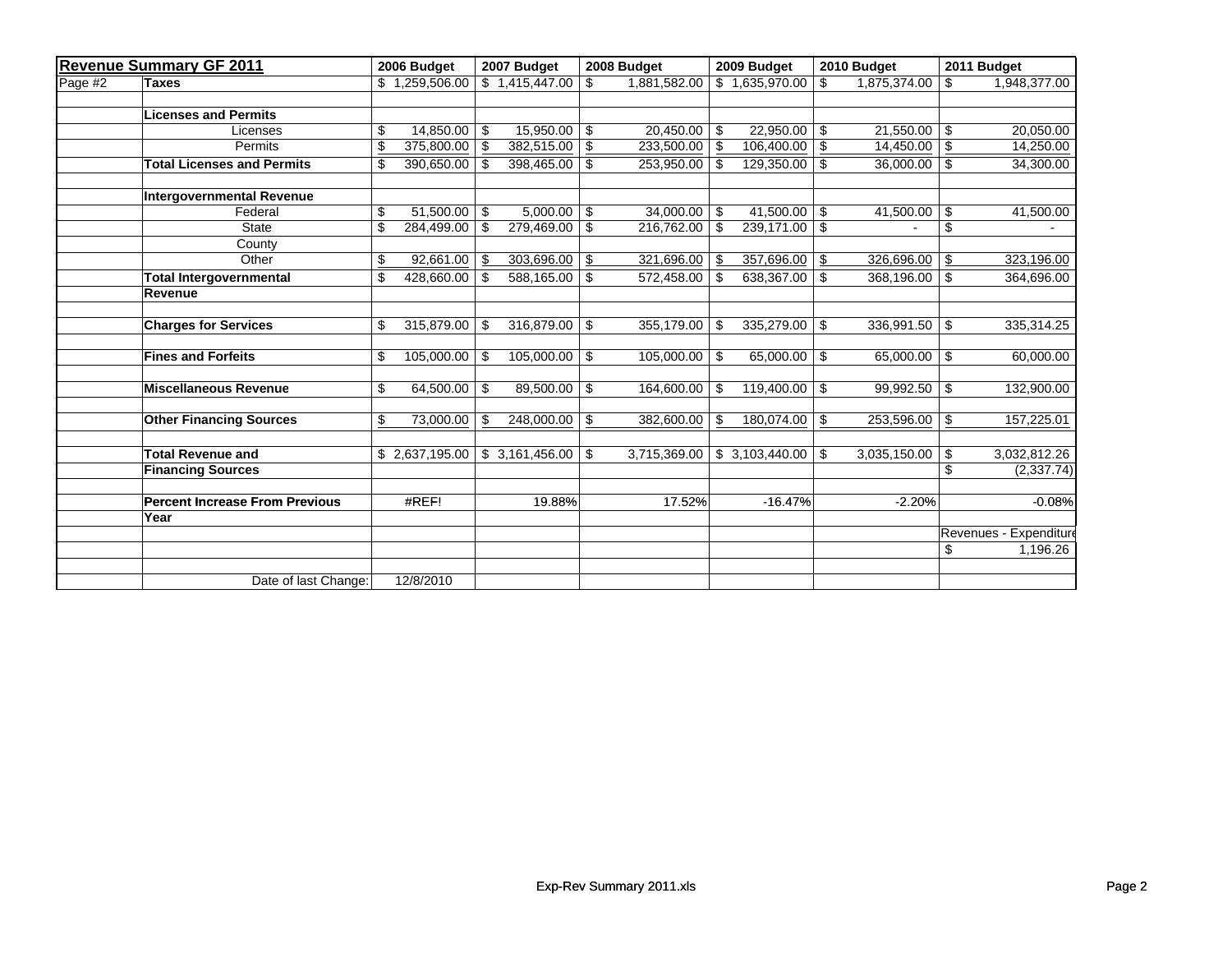| Revenue Summary GF 2011 | | 2006 Budget | 2007 Budget | 2008 Budget | 2009 Budget | 2010 Budget | 2011 Budget |
|---|---|---|---|---|---|---|---|
| Page #2 | **Taxes** | $ 1,259,506.00 | $ 1,415,447.00 | $ 1,881,582.00 | $ 1,635,970.00 | $ 1,875,374.00 | $ 1,948,377.00 |
| | | | | | | | |
| | **Licenses and Permits** | | | | | | |
| | Licenses | $ 14,850.00 | $ 15,950.00 | $ 20,450.00 | $ 22,950.00 | $ 21,550.00 | $ 20,050.00 |
| | Permits | $ 375,800.00 | $ 382,515.00 | $ 233,500.00 | $ 106,400.00 | $ 14,450.00 | $ 14,250.00 |
| | **Total Licenses and Permits** | $ 390,650.00 | $ 398,465.00 | $ 253,950.00 | $ 129,350.00 | $ 36,000.00 | $ 34,300.00 |
| | | | | | | | |
| | **Intergovernmental Revenue** | | | | | | |
| | Federal | $ 51,500.00 | $ 5,000.00 | $ 34,000.00 | $ 41,500.00 | $ 41,500.00 | $ 41,500.00 |
| | State | $ 284,499.00 | $ 279,469.00 | $ 216,762.00 | $ 239,171.00 | $ - | $ - |
| | County | | | | | | |
| | Other | $ 92,661.00 | $ 303,696.00 | $ 321,696.00 | $ 357,696.00 | $ 326,696.00 | $ 323,196.00 |
| | **Total Intergovernmental Revenue** | $ 428,660.00 | $ 588,165.00 | $ 572,458.00 | $ 638,367.00 | $ 368,196.00 | $ 364,696.00 |
| | | | | | | | |
| | **Charges for Services** | $ 315,879.00 | $ 316,879.00 | $ 355,179.00 | $ 335,279.00 | $ 336,991.50 | $ 335,314.25 |
| | | | | | | | |
| | **Fines and Forfeits** | $ 105,000.00 | $ 105,000.00 | $ 105,000.00 | $ 65,000.00 | $ 65,000.00 | $ 60,000.00 |
| | | | | | | | |
| | **Miscellaneous Revenue** | $ 64,500.00 | $ 89,500.00 | $ 164,600.00 | $ 119,400.00 | $ 99,992.50 | $ 132,900.00 |
| | | | | | | | |
| | **Other Financing Sources** | $ 73,000.00 | $ 248,000.00 | $ 382,600.00 | $ 180,074.00 | $ 253,596.00 | $ 157,225.01 |
| | | | | | | | |
| | **Total Revenue and Financing Sources** | $ 2,637,195.00 | $ 3,161,456.00 | $ 3,715,369.00 | $ 3,103,440.00 | $ 3,035,150.00 | $ 3,032,812.26 |
| | | | | | | | $ (2,337.74) |
| | | | | | | | |
| | **Percent Increase From Previous Year** | #REF! | 19.88% | 17.52% | -16.47% | -2.20% | -0.08% |
| | | | | | | | Revenues - Expenditure |
| | | | | | | | $ 1,196.26 |
| | | | | | | | |
| | Date of last Change: | 12/8/2010 | | | | | |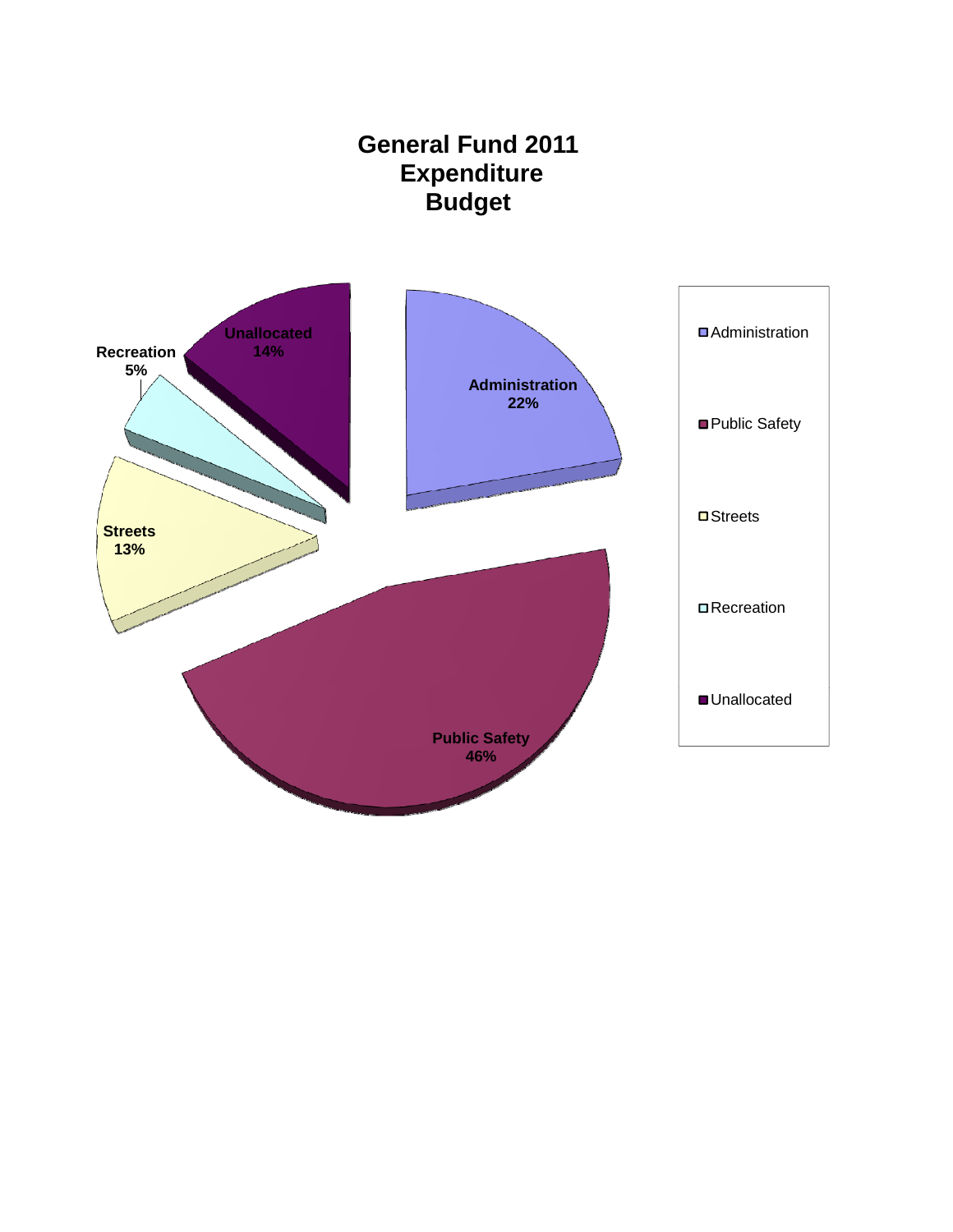# General Fund 2011 Expenditure Budget

Unallocated
14%

Administration
22%

Recreation
5%

Streets
13%

Public Safety
46%

Administration

Public Safety

Streets

Recreation

Unallocated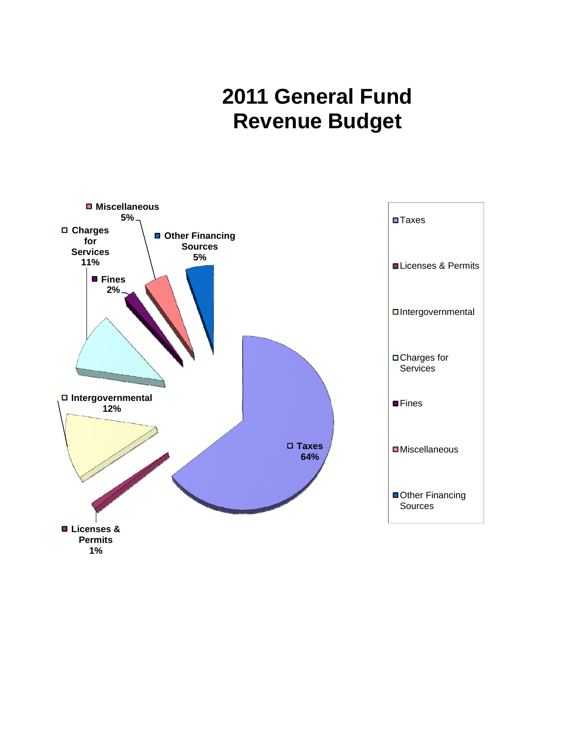# 2011 General Fund Revenue Budget

Miscellaneous
5%

Charges for Services
11%

Other Financing Sources
5%

Fines
2%

Intergovernmental
12%

Taxes
64%

Licenses & Permits
1%

Taxes
Licenses & Permits
Intergovernmental
Charges for Services
Fines
Miscellaneous
Other Financing Sources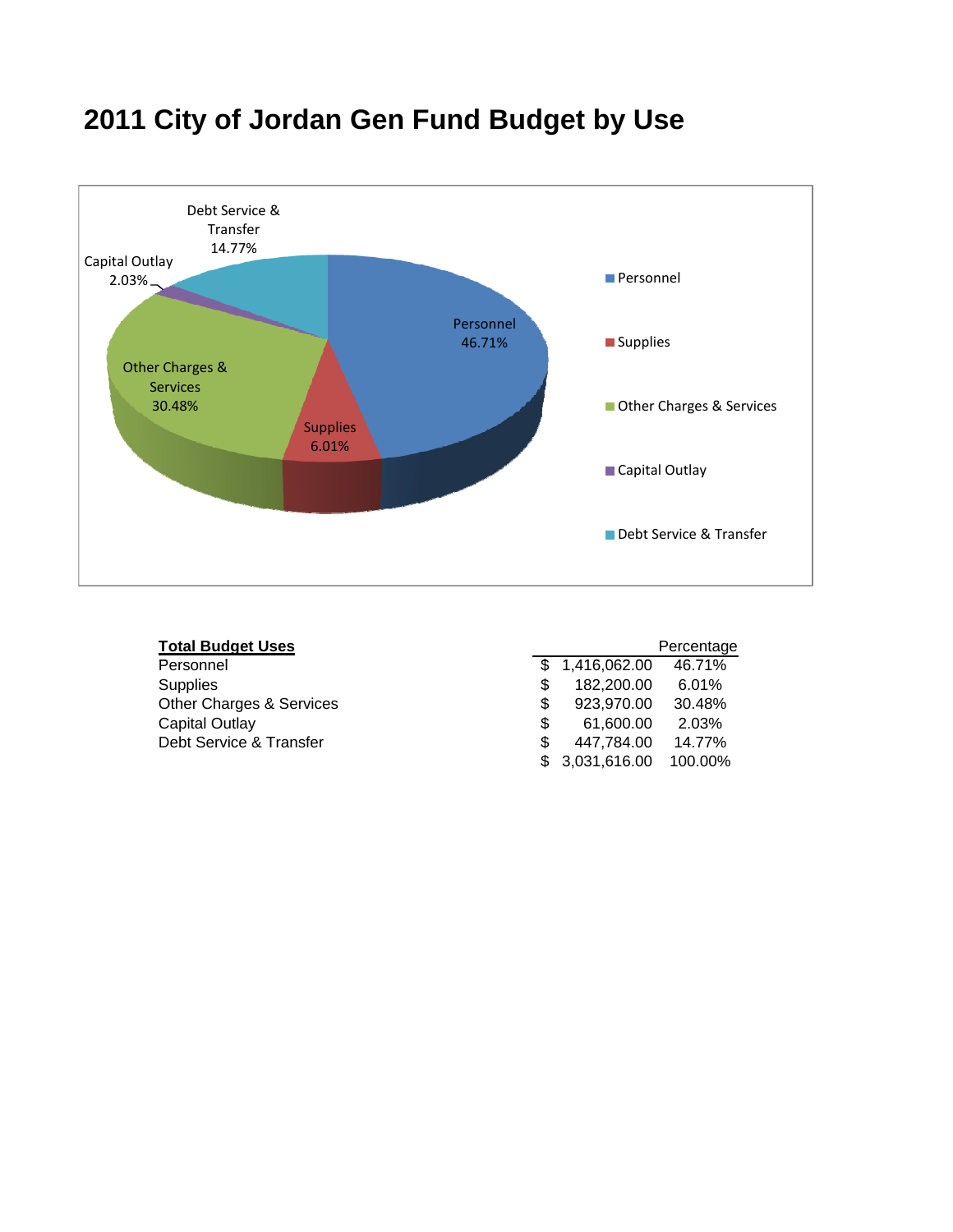# 2011 City of Jordan Gen Fund Budget by Use

Debt Service & Transfer
14.77%

Capital Outlay
2.03%

Personnel
46.71%

Other Charges & Services
30.48%

Supplies
6.01%

Personnel
Supplies
Other Charges & Services
Capital Outlay
Debt Service & Transfer

| **Total Budget Uses** | | Percentage |
|---|---|---|
| Personnel | $ 1,416,062.00 | 46.71% |
| Supplies | $ 182,200.00 | 6.01% |
| Other Charges & Services | $ 923,970.00 | 30.48% |
| Capital Outlay | $ 61,600.00 | 2.03% |
| Debt Service & Transfer | $ 447,784.00 | 14.77% |
| | $ 3,031,616.00 | 100.00% |